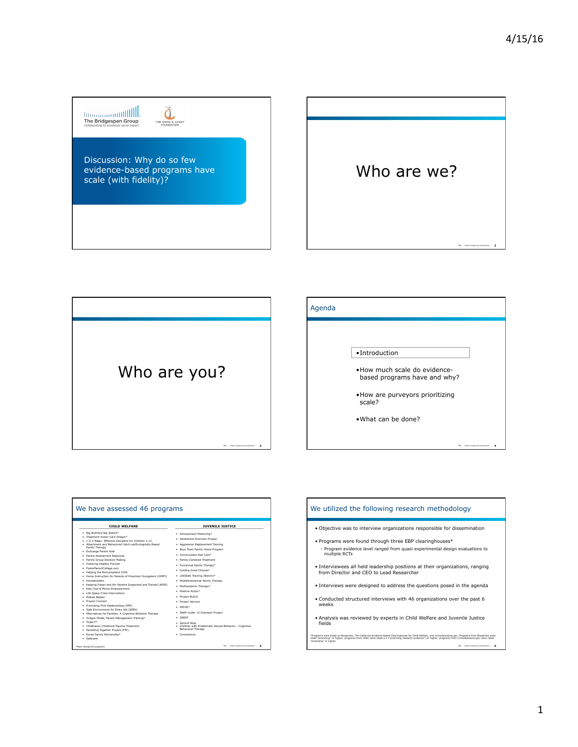The Bridgespan Group
Collaborating to accelerate social impact

THE ANNIE E. CASEY FOUNDATION

# Discussion: Why do so few evidence-based programs have scale (with fidelity)?

# Who are we?

# Who are you?

## Agenda

- Introduction
- How much scale do evidence-based programs have and why?
- How are purveyors prioritizing scale?
- What can be done?

## We have assessed 46 programs

**CHILD WELFARE**

- Big Brothers Big Sisters*
- Treatment Foster Care Oregon*
- 1-2-3 Magic: Effective Discipline for Children 2-12
- Attachment and Behavioral Catch-up/Ecologically Based Family Therapy
- Exchange Parent Aide
- Family Assessment Response
- Family Group Decision Making
- Fostering Healthy Futures
- FosterParentCollege.com
- Helping the Noncompliant Child
- Home Instruction for Parents of Preschool Youngsters (HIPPY)
- Homebuilders
- Keeping Foster and Kin Parents Supported and Trained (KEEP)
- Kids Club & Moms Empowerment
- Life Space Crisis Intervention
- Mellow Babies
- Project Connect
- Promoting First Relationships (PFR)
- Safe Environment for Every Kid (SEEK)
- Alternatives for Families: A Cognitive Behavior Therapy
- Oregon Model, Parent Management Training*
- Triple P*
- Childhaven Childhood Trauma Treatment
- Parenting Together Project (PTP)
- Nurse Family Partnership*
- Safecare

**JUVENILE JUSTICE**

- Achievement Mentoring*
- Adolescent Diversion Project
- Aggression Replacement Training
- Boys Town Family Home Program
- Communities that Care*
- Family-Centered Treatment
- Functional Family Therapy*
- Guiding Good Choices*
- LifeSkills Training (Botvin)*
- Multidimensional Family Therapy
- Multisystemic Therapy*
- Positive Action*
- Project BUILD
- Project Venture
- PATHS*
- SNAP Under 12 Outreach Project
- GREAT
- Second Step
- Children with Problematic Sexual Behavior – Cognitive Behavioral Therapy
- Connections

*Note: Blueprints programs

## We utilized the following research methodology

- Objective was to interview organizations responsible for dissemination
- Programs were found through three EBP clearinghouses*
  - Program evidence level ranged from quasi-experimental design evaluations to multiple RCTs
- Interviewees all held leadership positions at their organizations, ranging from Director and CEO to Lead Researcher
- Interviews were designed to address the questions posed in the agenda
- Conducted structured interviews with 46 organizations over the past 6 weeks
- Analysis was reviewed by experts in Child Welfare and Juvenile Justice fields

*Programs were listed on Blueprints, The California Evidence-based Clearinghouse for Child Welfare, and CrimeSolutions.gov. Programs from Blueprints were rated "promising" or higher; programs from CEBC were rated a 3 ("promising research evidence") or higher; programs from CrimeSolutions.gov were rated "promising" or higher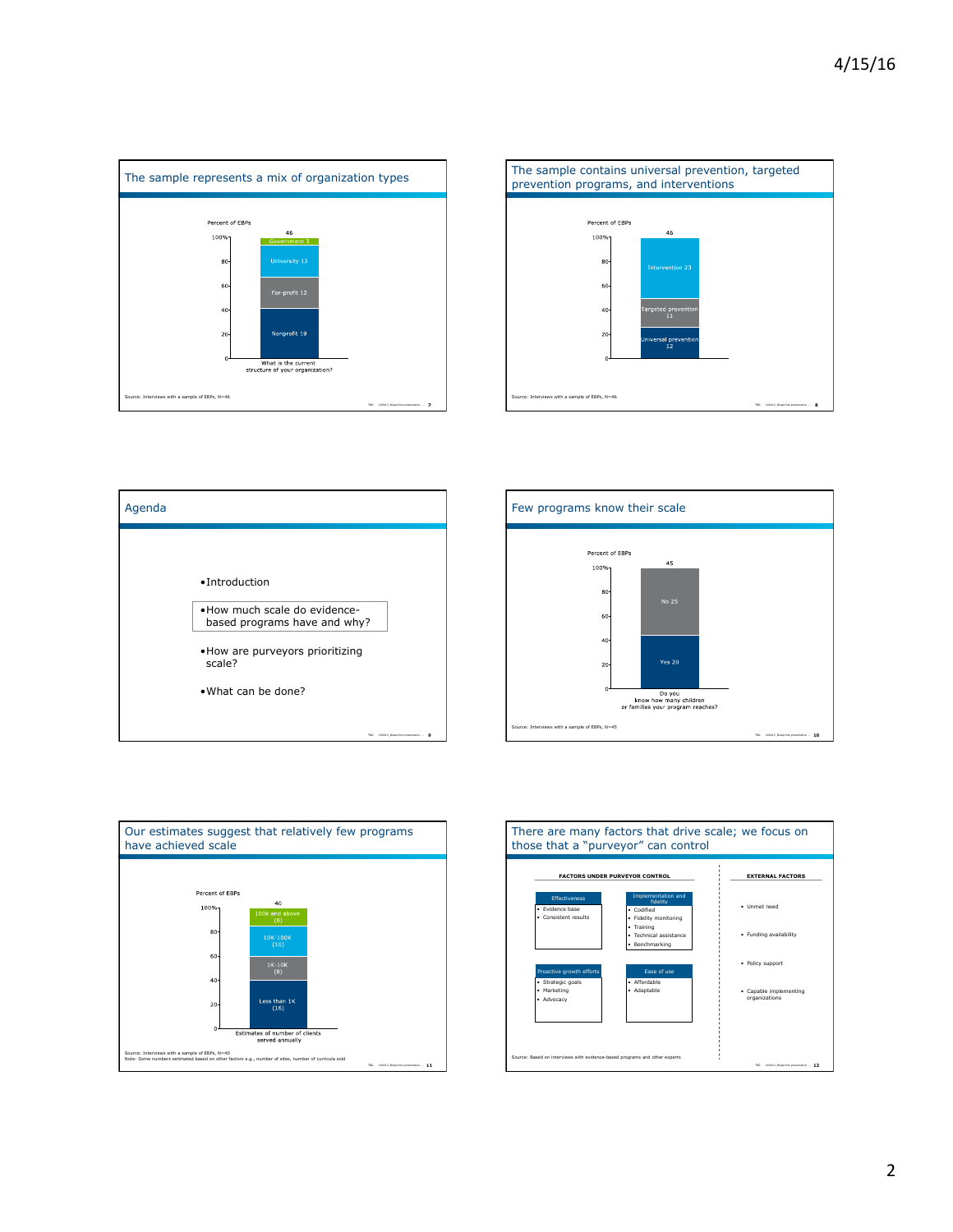## The sample represents a mix of organization types

Percent of EBPs

| What is the current structure of your organization? | 46 |
| --- | --- |
| Government | 3 |
| University | 12 |
| For-profit | 12 |
| Nonprofit | 19 |

Source: Interviews with a sample of EBPs, N=46

## The sample contains universal prevention, targeted prevention programs, and interventions

Percent of EBPs

| | 46 |
| --- | --- |
| Intervention | 23 |
| Targeted prevention | 11 |
| Universal prevention | 12 |

Source: Interviews with a sample of EBPs, N=46

## Agenda

- Introduction
- How much scale do evidence-based programs have and why?
- How are purveyors prioritizing scale?
- What can be done?

## Few programs know their scale

Percent of EBPs

| Do you know how many children or families your program reaches? | 45 |
| --- | --- |
| No | 25 |
| Yes | 20 |

Source: Interviews with a sample of EBPs, N=45

## Our estimates suggest that relatively few programs have achieved scale

Percent of EBPs

| Estimates of number of clients served annually | 40 |
| --- | --- |
| 100k and above | 6 |
| 10K-100K | 10 |
| 1K-10K | 8 |
| Less than 1K | 16 |

Source: Interviews with a sample of EBPs, N=40
Note: Some numbers estimated based on other factors e.g., number of sites, number of curricula sold

## There are many factors that drive scale; we focus on those that a "purveyor" can control

**FACTORS UNDER PURVEYOR CONTROL**

**Effectiveness**
- Evidence base
- Consistent results

**Implementation and fidelity**
- Codified
- Fidelity monitoring
- Training
- Technical assistance
- Benchmarking

**Proactive growth efforts**
- Strategic goals
- Marketing
- Advocacy

**Ease of use**
- Affordable
- Adaptable

**EXTERNAL FACTORS**
- Unmet need
- Funding availability
- Policy support
- Capable implementing organizations

Source: Based on interviews with evidence-based programs and other experts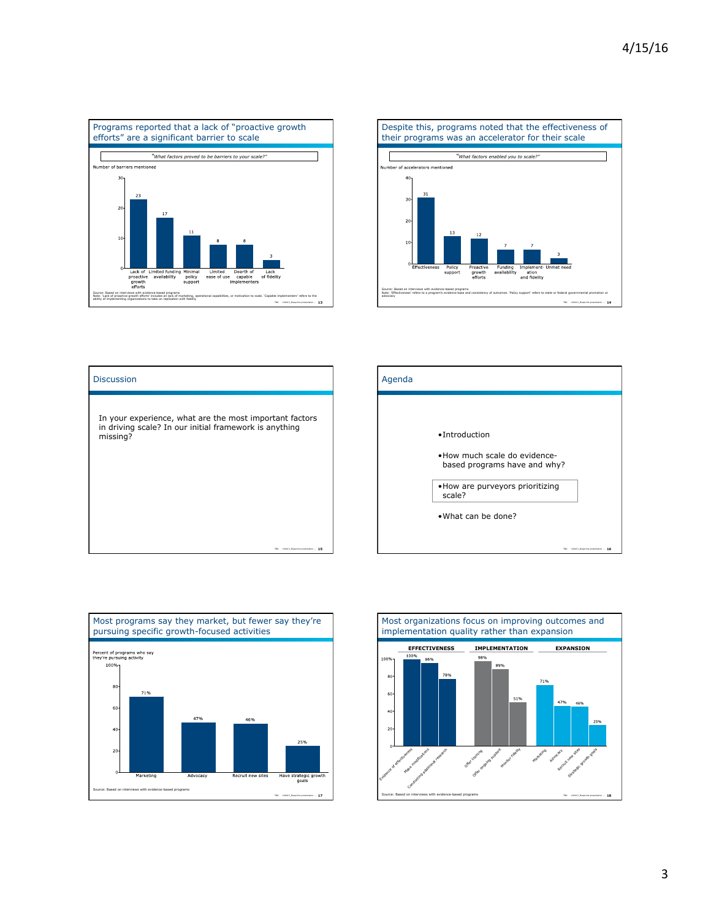## Programs reported that a lack of "proactive growth efforts" are a significant barrier to scale

*"What factors proved to be barriers to your scale?"*

Number of barriers mentioned

| Barrier | Number |
| --- | --- |
| Lack of proactive growth efforts | 23 |
| Limited funding availability | 17 |
| Minimal policy support | 11 |
| Limited ease of use | 8 |
| Dearth of capable implementers | 8 |
| Lack of fidelity | 3 |

Source: Based on interviews with evidence-based programs
Note: 'Lack of proactive growth efforts' includes a lack of marketing, operational capabilities, or motivation to scale. 'Capable implementers' refers to the ability of implementing organizations to take on replication with fidelity

## Despite this, programs noted that the effectiveness of their programs was an accelerator for their scale

*"What factors enabled you to scale?"*

Number of accelerators mentioned

| Accelerator | Number |
| --- | --- |
| Effectiveness | 31 |
| Policy support | 13 |
| Proactive growth efforts | 12 |
| Funding availability | 7 |
| Implementation and fidelity | 7 |
| Unmet need | 3 |

Source: Based on interviews with evidence-based programs
Note: 'Effectiveness' refers to a program's evidence base and consistency of outcomes. 'Policy support' refers to state or federal governmental promotion or advocacy

## Discussion

In your experience, what are the most important factors in driving scale? In our initial framework is anything missing?

## Agenda

- Introduction
- How much scale do evidence-based programs have and why?
- How are purveyors prioritizing scale?
- What can be done?

## Most programs say they market, but fewer say they're pursuing specific growth-focused activities

Percent of programs who say they're pursuing activity

| Activity | Percent |
| --- | --- |
| Marketing | 71% |
| Advocacy | 47% |
| Recruit new sites | 46% |
| Have strategic growth goals | 25% |

Source: Based on interviews with evidence-based programs

## Most organizations focus on improving outcomes and implementation quality rather than expansion

| Category | Activity | Percent |
| --- | --- | --- |
| EFFECTIVENESS | Evidence of effectiveness | 100% |
| | Make modifications | 95% |
| | Conducting additional research | 78% |
| IMPLEMENTATION | Offer training | 98% |
| | Offer ongoing support | 89% |
| | Monitor fidelity | 51% |
| EXPANSION | Marketing | 71% |
| | Advocacy | 47% |
| | Recruit new sites | 46% |
| | Strategic growth goals | 25% |

Source: Based on interviews with evidence-based programs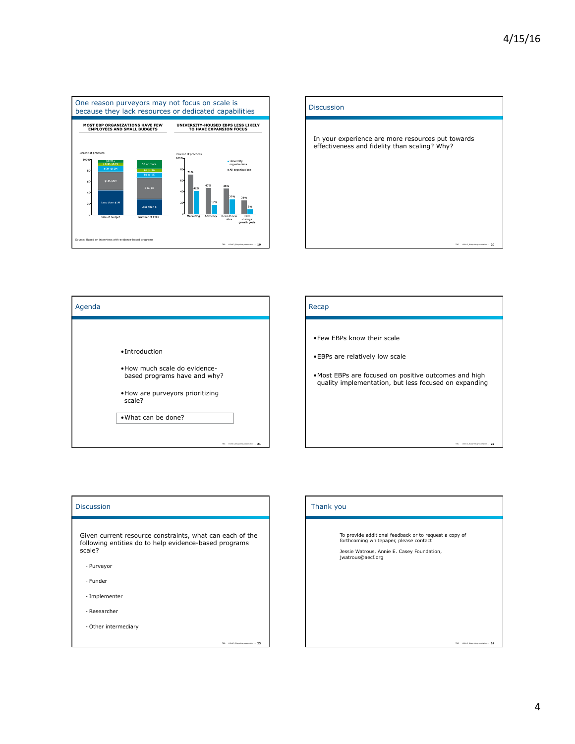## One reason purveyors may not focus on scale is because they lack resources or dedicated capabilities

**MOST EBP ORGANIZATIONS HAVE FEW EMPLOYEES AND SMALL BUDGETS**

Percent of practices

100%
80
60
40
20
0

$20M+
$15M–$20M
$5M–$15M
$1M–$5M
Less than $1M

50 or more
20 to 50
15 to 15
5 to 10
Less than 5

Size of budget
Number of FTEs

**UNIVERSITY-HOUSED EBPS LESS LIKELY TO HAVE EXPANSION FOCUS**

Percent of practices

100%
80
60
40
20
0

University organizations
All organizations

71%
42%
47%
17%
46%
27%
25%
9%

Marketing
Advocacy
Recruit new sites
Have strategic growth goals

Source: Based on interviews with evidence-based programs

## Discussion

In your experience are more resources put towards effectiveness and fidelity than scaling? Why?

## Agenda

- Introduction
- How much scale do evidence-based programs have and why?
- How are purveyors prioritizing scale?
- What can be done?

## Recap

- Few EBPs know their scale
- EBPs are relatively low scale
- Most EBPs are focused on positive outcomes and high quality implementation, but less focused on expanding

## Discussion

Given current resource constraints, what can each of the following entities do to help evidence-based programs scale?

- Purveyor
- Funder
- Implementer
- Researcher
- Other intermediary

## Thank you

To provide additional feedback or to request a copy of forthcoming whitepaper, please contact

Jessie Watrous, Annie E. Casey Foundation, jwatrous@aecf.org